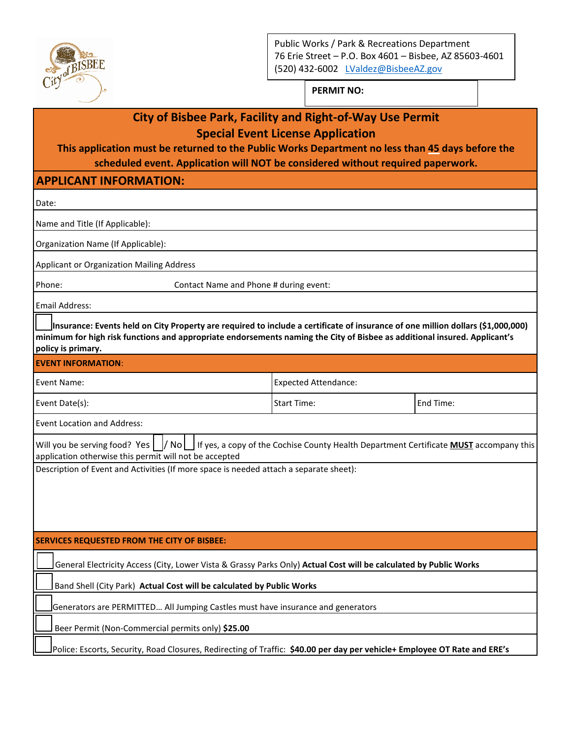Public Works / Park & Recreations Department
76 Erie Street – P.O. Box 4601 – Bisbee, AZ 85603-4601
(520) 432-6002 LValdez@BisbeeAZ.gov

**PERMIT NO:**

# City of Bisbee Park, Facility and Right-of-Way Use Permit

## Special Event License Application

**This application must be returned to the Public Works Department no less than 45 days before the scheduled event. Application will NOT be considered without required paperwork.**

## APPLICANT INFORMATION:

Date:

Name and Title (If Applicable):

Organization Name (If Applicable):

Applicant or Organization Mailing Address

Phone: Contact Name and Phone # during event:

Email Address:

☐ **Insurance: Events held on City Property are required to include a certificate of insurance of one million dollars ($1,000,000) minimum for high risk functions and appropriate endorsements naming the City of Bisbee as additional insured. Applicant's policy is primary.**

## EVENT INFORMATION:

| Event Name: | Expected Attendance: | |
|---|---|---|
| Event Date(s): | Start Time: | End Time: |

Event Location and Address:

Will you be serving food? Yes ☐ / No ☐ If yes, a copy of the Cochise County Health Department Certificate **MUST** accompany this application otherwise this permit will not be accepted

Description of Event and Activities (If more space is needed attach a separate sheet):

## SERVICES REQUESTED FROM THE CITY OF BISBEE:

☐ General Electricity Access (City, Lower Vista & Grassy Parks Only) **Actual Cost will be calculated by Public Works**

☐ Band Shell (City Park) **Actual Cost will be calculated by Public Works**

☐ Generators are PERMITTED… All Jumping Castles must have insurance and generators

☐ Beer Permit (Non-Commercial permits only) **$25.00**

☐ Police: Escorts, Security, Road Closures, Redirecting of Traffic: **$40.00 per day per vehicle+ Employee OT Rate and ERE's**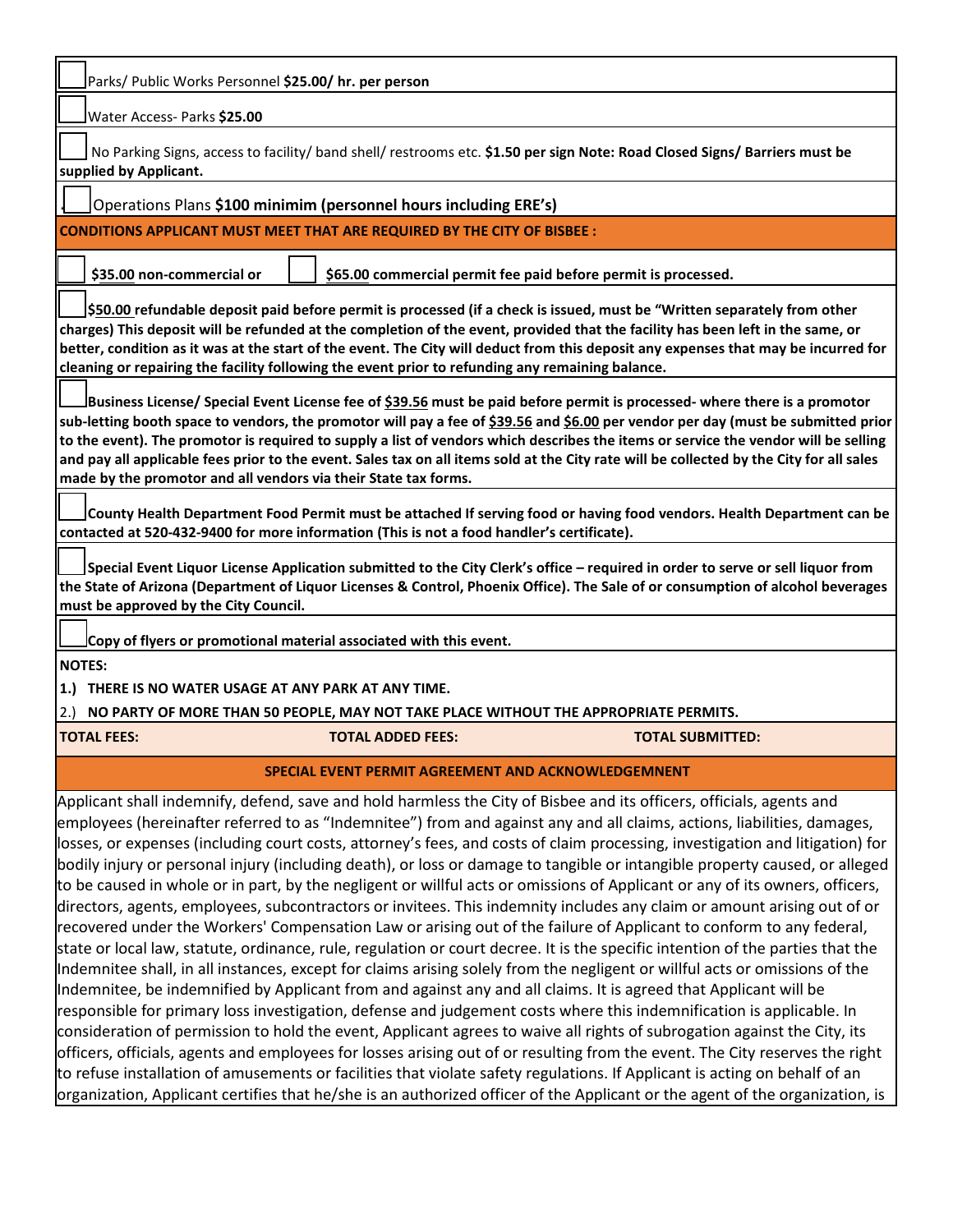☐ Parks/ Public Works Personnel **$25.00/ hr. per person**

☐ Water Access- Parks **$25.00**

☐ No Parking Signs, access to facility/ band shell/ restrooms etc. **$1.50 per sign Note: Road Closed Signs/ Barriers must be supplied by Applicant.**

☐ Operations Plans **$100 minimim (personnel hours including ERE's)**

**CONDITIONS APPLICANT MUST MEET THAT ARE REQUIRED BY THE CITY OF BISBEE :**

☐ **$35.00 non-commercial or** ☐ **$65.00 commercial permit fee paid before permit is processed.**

☐ **$50.00 refundable deposit paid before permit is processed (if a check is issued, must be "Written separately from other charges) This deposit will be refunded at the completion of the event, provided that the facility has been left in the same, or better, condition as it was at the start of the event. The City will deduct from this deposit any expenses that may be incurred for cleaning or repairing the facility following the event prior to refunding any remaining balance.**

☐ **Business License/ Special Event License fee of $39.56 must be paid before permit is processed- where there is a promotor sub-letting booth space to vendors, the promotor will pay a fee of $39.56 and $6.00 per vendor per day (must be submitted prior to the event). The promotor is required to supply a list of vendors which describes the items or service the vendor will be selling and pay all applicable fees prior to the event. Sales tax on all items sold at the City rate will be collected by the City for all sales made by the promotor and all vendors via their State tax forms.**

☐ **County Health Department Food Permit must be attached If serving food or having food vendors. Health Department can be contacted at 520-432-9400 for more information (This is not a food handler's certificate).**

☐ **Special Event Liquor License Application submitted to the City Clerk's office – required in order to serve or sell liquor from the State of Arizona (Department of Liquor Licenses & Control, Phoenix Office). The Sale of or consumption of alcohol beverages must be approved by the City Council.**

☐ **Copy of flyers or promotional material associated with this event.**

**NOTES:**

1.) **THERE IS NO WATER USAGE AT ANY PARK AT ANY TIME.**

2.) **NO PARTY OF MORE THAN 50 PEOPLE, MAY NOT TAKE PLACE WITHOUT THE APPROPRIATE PERMITS.**

| **TOTAL FEES:** | **TOTAL ADDED FEES:** | **TOTAL SUBMITTED:** |
|---|---|---|

## SPECIAL EVENT PERMIT AGREEMENT AND ACKNOWLEDGEMNENT

Applicant shall indemnify, defend, save and hold harmless the City of Bisbee and its officers, officials, agents and employees (hereinafter referred to as "Indemnitee") from and against any and all claims, actions, liabilities, damages, losses, or expenses (including court costs, attorney's fees, and costs of claim processing, investigation and litigation) for bodily injury or personal injury (including death), or loss or damage to tangible or intangible property caused, or alleged to be caused in whole or in part, by the negligent or willful acts or omissions of Applicant or any of its owners, officers, directors, agents, employees, subcontractors or invitees. This indemnity includes any claim or amount arising out of or recovered under the Workers' Compensation Law or arising out of the failure of Applicant to conform to any federal, state or local law, statute, ordinance, rule, regulation or court decree. It is the specific intention of the parties that the Indemnitee shall, in all instances, except for claims arising solely from the negligent or willful acts or omissions of the Indemnitee, be indemnified by Applicant from and against any and all claims. It is agreed that Applicant will be responsible for primary loss investigation, defense and judgement costs where this indemnification is applicable. In consideration of permission to hold the event, Applicant agrees to waive all rights of subrogation against the City, its officers, officials, agents and employees for losses arising out of or resulting from the event. The City reserves the right to refuse installation of amusements or facilities that violate safety regulations. If Applicant is acting on behalf of an organization, Applicant certifies that he/she is an authorized officer of the Applicant or the agent of the organization, is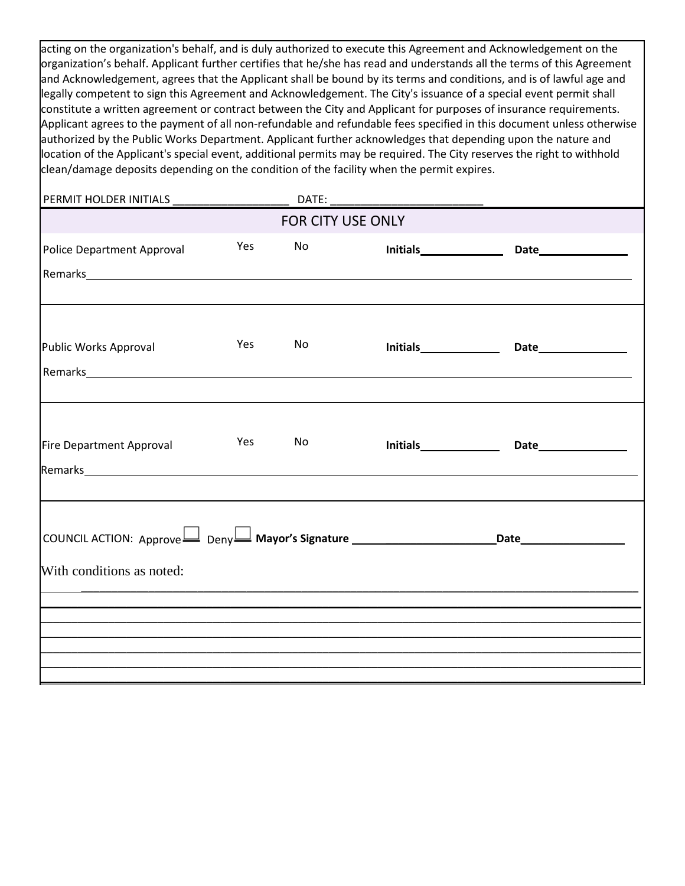acting on the organization's behalf, and is duly authorized to execute this Agreement and Acknowledgement on the organization's behalf. Applicant further certifies that he/she has read and understands all the terms of this Agreement and Acknowledgement, agrees that the Applicant shall be bound by its terms and conditions, and is of lawful age and legally competent to sign this Agreement and Acknowledgement. The City's issuance of a special event permit shall constitute a written agreement or contract between the City and Applicant for purposes of insurance requirements. Applicant agrees to the payment of all non-refundable and refundable fees specified in this document unless otherwise authorized by the Public Works Department. Applicant further acknowledges that depending upon the nature and location of the Applicant's special event, additional permits may be required. The City reserves the right to withhold clean/damage deposits depending on the condition of the facility when the permit expires.

PERMIT HOLDER INITIALS ___________________ DATE: _________________________

## FOR CITY USE ONLY

Police Department Approval Yes No **Initials**_____________ **Date**______________

Remarks_________________________________________________________________________

Public Works Approval Yes No **Initials**_____________ **Date**______________

Remarks_________________________________________________________________________

Fire Department Approval Yes No **Initials**_____________ **Date**______________

Remarks_________________________________________________________________________

COUNCIL ACTION: Approve ☐ Deny ☐ **Mayor's Signature** ___________________________ **Date**________________

With conditions as noted:

_________________________________________________________________________________

_________________________________________________________________________________

_________________________________________________________________________________

_________________________________________________________________________________

_________________________________________________________________________________

_________________________________________________________________________________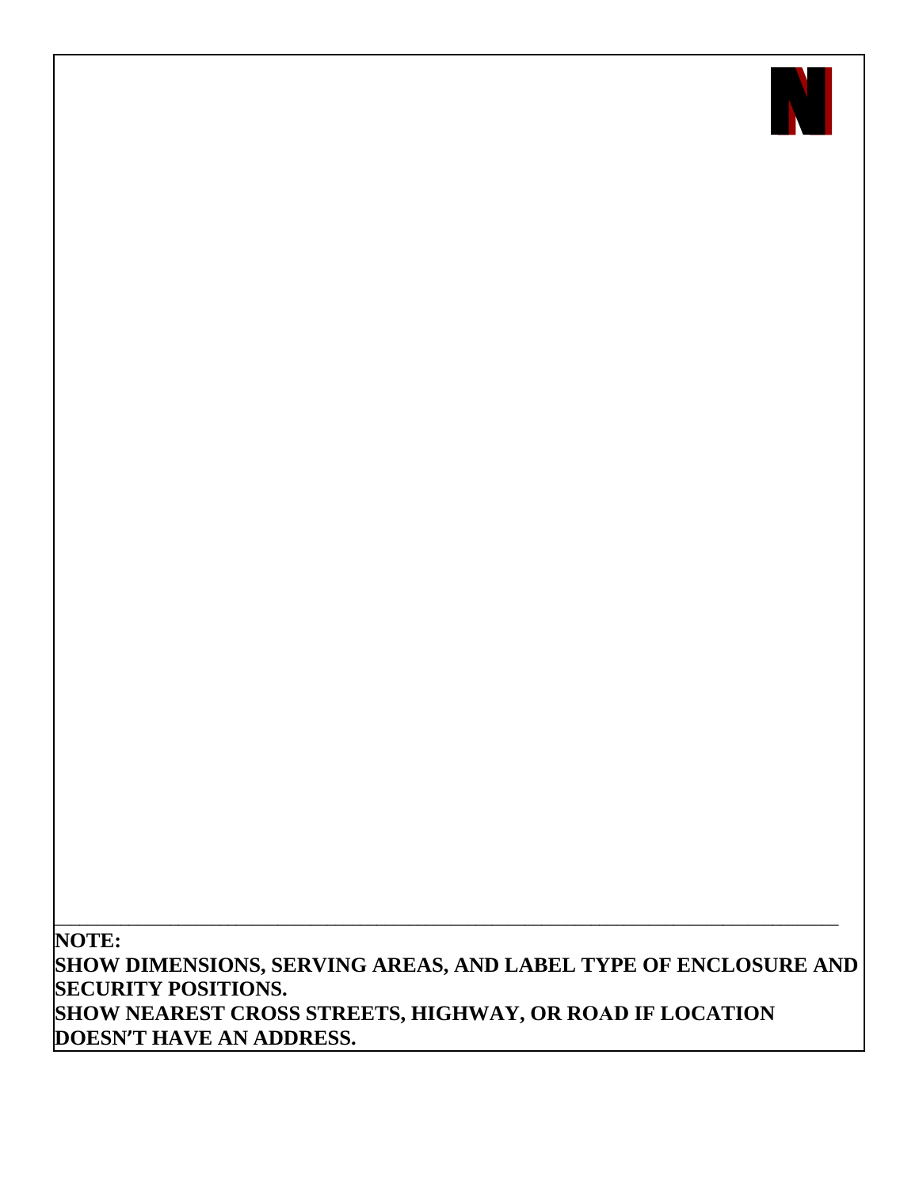**N**

---

**NOTE:**

**SHOW DIMENSIONS, SERVING AREAS, AND LABEL TYPE OF ENCLOSURE AND SECURITY POSITIONS.**

**SHOW NEAREST CROSS STREETS, HIGHWAY, OR ROAD IF LOCATION DOESN'T HAVE AN ADDRESS.**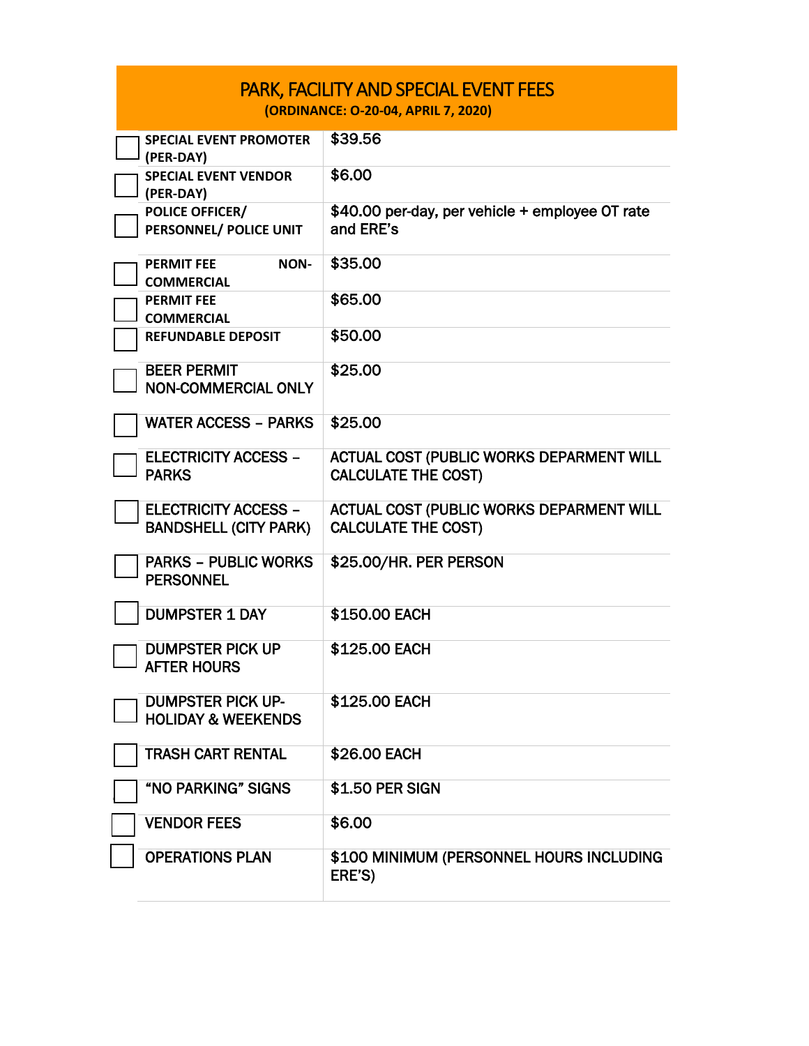# PARK, FACILITY AND SPECIAL EVENT FEES

**(ORDINANCE: O-20-04, APRIL 7, 2020)**

| | | |
|---|---|---|
| ☐ | **SPECIAL EVENT PROMOTER (PER-DAY)** | $39.56 |
| ☐ | **SPECIAL EVENT VENDOR (PER-DAY)** | $6.00 |
| ☐ | **POLICE OFFICER/ PERSONNEL/ POLICE UNIT** | $40.00 per-day, per vehicle + employee OT rate and ERE's |
| ☐ | **PERMIT FEE NON-COMMERCIAL** | $35.00 |
| ☐ | **PERMIT FEE COMMERCIAL** | $65.00 |
| ☐ | **REFUNDABLE DEPOSIT** | $50.00 |
| ☐ | BEER PERMIT NON-COMMERCIAL ONLY | $25.00 |
| ☐ | WATER ACCESS – PARKS | $25.00 |
| ☐ | ELECTRICITY ACCESS – PARKS | ACTUAL COST (PUBLIC WORKS DEPARMENT WILL CALCULATE THE COST) |
| ☐ | ELECTRICITY ACCESS – BANDSHELL (CITY PARK) | ACTUAL COST (PUBLIC WORKS DEPARMENT WILL CALCULATE THE COST) |
| ☐ | PARKS – PUBLIC WORKS PERSONNEL | $25.00/HR. PER PERSON |
| ☐ | DUMPSTER 1 DAY | $150.00 EACH |
| ☐ | DUMPSTER PICK UP AFTER HOURS | $125.00 EACH |
| ☐ | DUMPSTER PICK UP-HOLIDAY & WEEKENDS | $125.00 EACH |
| ☐ | TRASH CART RENTAL | $26.00 EACH |
| ☐ | "NO PARKING" SIGNS | $1.50 PER SIGN |
| ☐ | VENDOR FEES | $6.00 |
| ☐ | OPERATIONS PLAN | $100 MINIMUM (PERSONNEL HOURS INCLUDING ERE'S) |